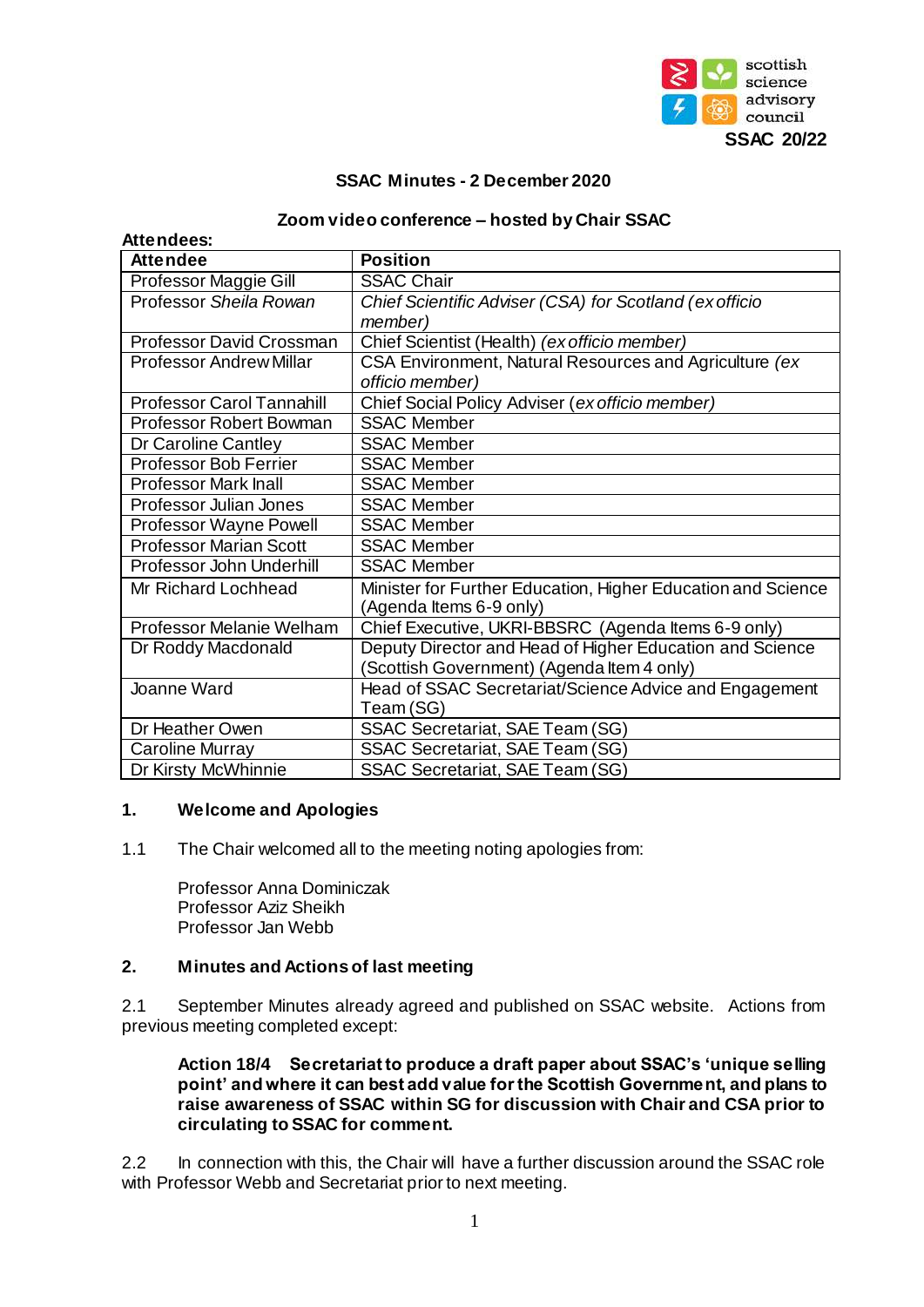scottish science advisory council

**SSAC 20/22**

## SSAC Minutes - 2 December 2020

### Zoom video conference – hosted by Chair SSAC

**Attendees:**

| Attendee | Position |
|---|---|
| Professor Maggie Gill | SSAC Chair |
| Professor *Sheila Rowan* | *Chief Scientific Adviser (CSA) for Scotland (ex officio member)* |
| Professor David Crossman | Chief Scientist (Health) *(ex officio member)* |
| Professor Andrew Millar | CSA Environment, Natural Resources and Agriculture *(ex officio member)* |
| Professor Carol Tannahill | Chief Social Policy Adviser (*ex officio member)* |
| Professor Robert Bowman | SSAC Member |
| Dr Caroline Cantley | SSAC Member |
| Professor Bob Ferrier | SSAC Member |
| Professor Mark Inall | SSAC Member |
| Professor Julian Jones | SSAC Member |
| Professor Wayne Powell | SSAC Member |
| Professor Marian Scott | SSAC Member |
| Professor John Underhill | SSAC Member |
| Mr Richard Lochhead | Minister for Further Education, Higher Education and Science (Agenda Items 6-9 only) |
| Professor Melanie Welham | Chief Executive, UKRI-BBSRC (Agenda Items 6-9 only) |
| Dr Roddy Macdonald | Deputy Director and Head of Higher Education and Science (Scottish Government) (Agenda Item 4 only) |
| Joanne Ward | Head of SSAC Secretariat/Science Advice and Engagement Team (SG) |
| Dr Heather Owen | SSAC Secretariat, SAE Team (SG) |
| Caroline Murray | SSAC Secretariat, SAE Team (SG) |
| Dr Kirsty McWhinnie | SSAC Secretariat, SAE Team (SG) |

### 1. Welcome and Apologies

1.1 The Chair welcomed all to the meeting noting apologies from:

Professor Anna Dominiczak
Professor Aziz Sheikh
Professor Jan Webb

### 2. Minutes and Actions of last meeting

2.1 September Minutes already agreed and published on SSAC website. Actions from previous meeting completed except:

**Action 18/4 Secretariat to produce a draft paper about SSAC's 'unique selling point' and where it can best add value for the Scottish Government, and plans to raise awareness of SSAC within SG for discussion with Chair and CSA prior to circulating to SSAC for comment.**

2.2 In connection with this, the Chair will have a further discussion around the SSAC role with Professor Webb and Secretariat prior to next meeting.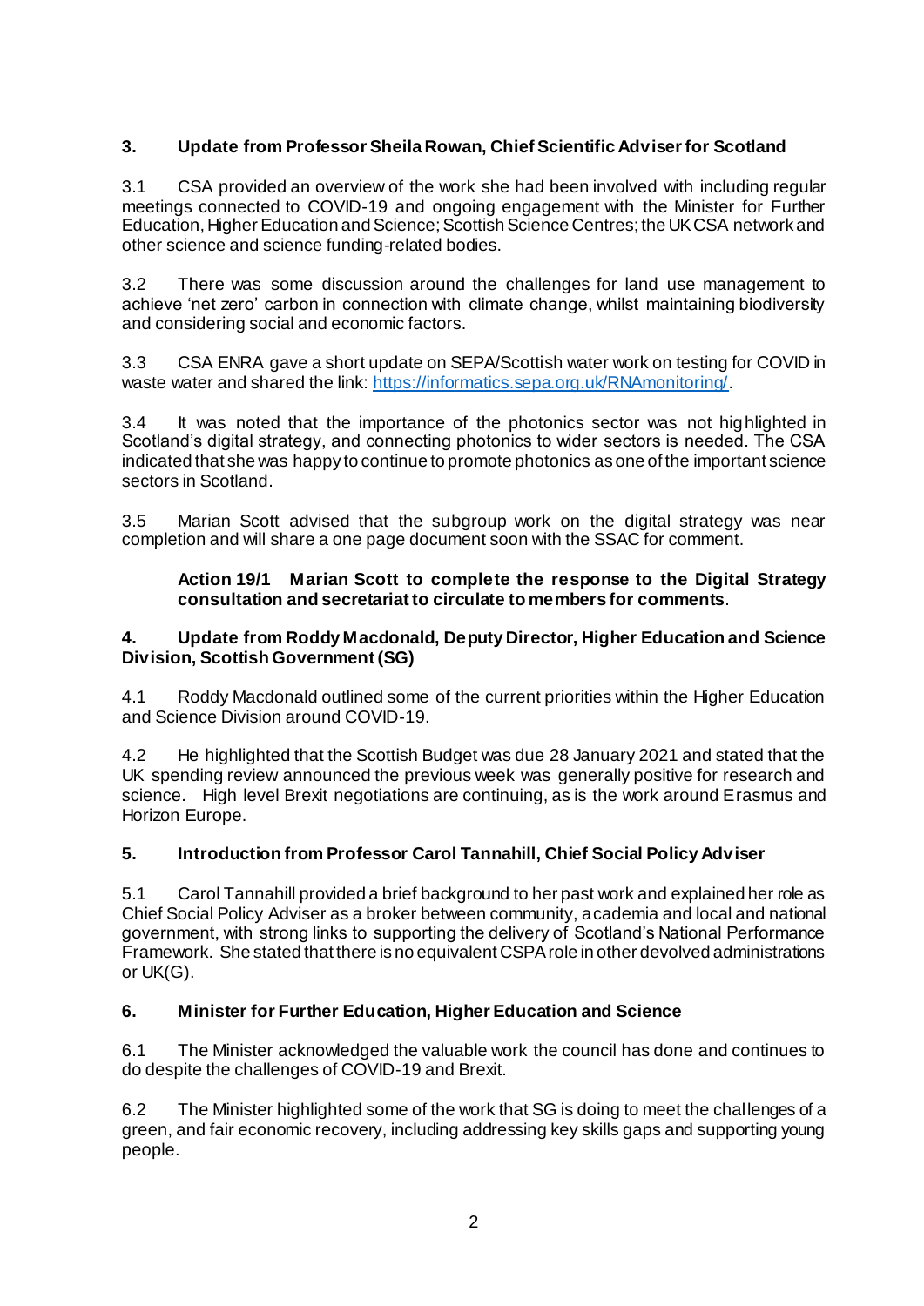## 3. Update from Professor Sheila Rowan, Chief Scientific Adviser for Scotland

3.1 CSA provided an overview of the work she had been involved with including regular meetings connected to COVID-19 and ongoing engagement with the Minister for Further Education, Higher Education and Science; Scottish Science Centres; the UK CSA network and other science and science funding-related bodies.

3.2 There was some discussion around the challenges for land use management to achieve 'net zero' carbon in connection with climate change, whilst maintaining biodiversity and considering social and economic factors.

3.3 CSA ENRA gave a short update on SEPA/Scottish water work on testing for COVID in waste water and shared the link: [https://informatics.sepa.org.uk/RNAmonitoring/](https://informatics.sepa.org.uk/RNAmonitoring/).

3.4 It was noted that the importance of the photonics sector was not highlighted in Scotland's digital strategy, and connecting photonics to wider sectors is needed. The CSA indicated that she was happy to continue to promote photonics as one of the important science sectors in Scotland.

3.5 Marian Scott advised that the subgroup work on the digital strategy was near completion and will share a one page document soon with the SSAC for comment.

> **Action 19/1 Marian Scott to complete the response to the Digital Strategy consultation and secretariat to circulate to members for comments**.

## 4. Update from Roddy Macdonald, Deputy Director, Higher Education and Science Division, Scottish Government (SG)

4.1 Roddy Macdonald outlined some of the current priorities within the Higher Education and Science Division around COVID-19.

4.2 He highlighted that the Scottish Budget was due 28 January 2021 and stated that the UK spending review announced the previous week was generally positive for research and science. High level Brexit negotiations are continuing, as is the work around Erasmus and Horizon Europe.

## 5. Introduction from Professor Carol Tannahill, Chief Social Policy Adviser

5.1 Carol Tannahill provided a brief background to her past work and explained her role as Chief Social Policy Adviser as a broker between community, academia and local and national government, with strong links to supporting the delivery of Scotland's National Performance Framework. She stated that there is no equivalent CSPA role in other devolved administrations or UK(G).

## 6. Minister for Further Education, Higher Education and Science

6.1 The Minister acknowledged the valuable work the council has done and continues to do despite the challenges of COVID-19 and Brexit.

6.2 The Minister highlighted some of the work that SG is doing to meet the challenges of a green, and fair economic recovery, including addressing key skills gaps and supporting young people.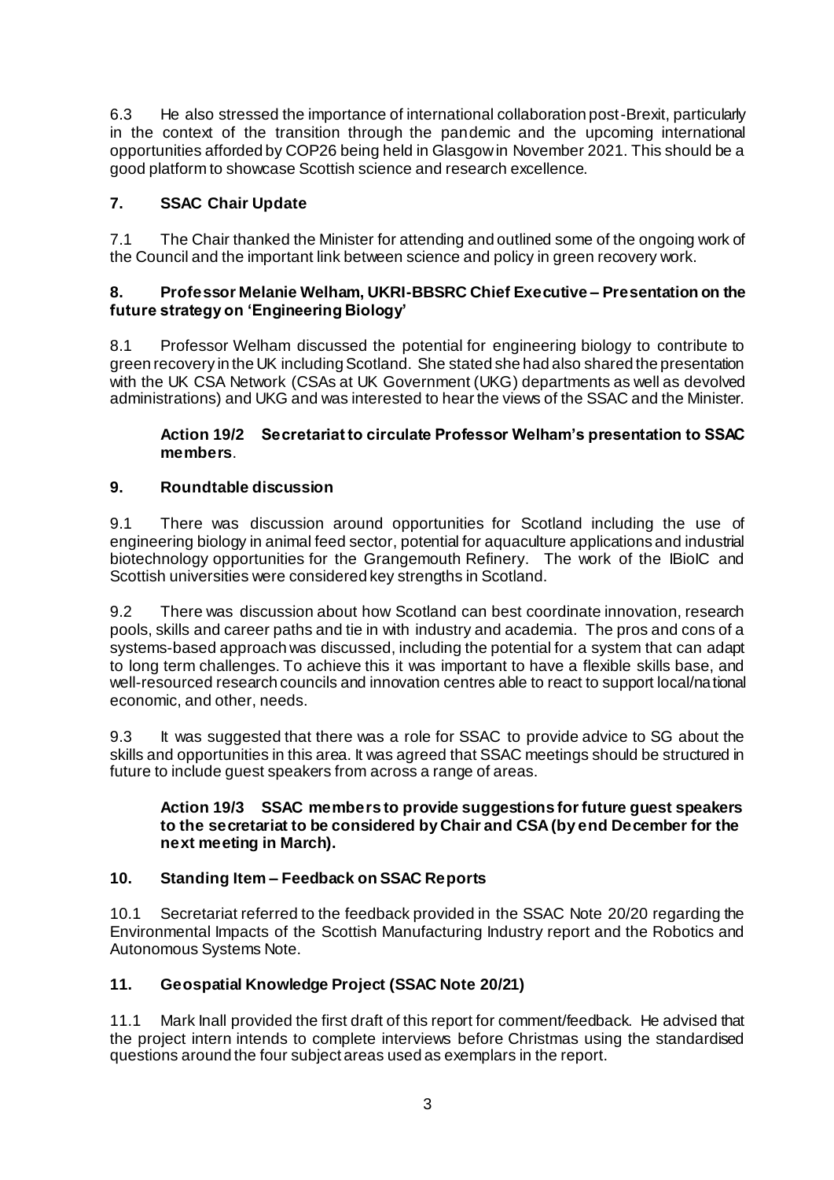6.3 He also stressed the importance of international collaboration post-Brexit, particularly in the context of the transition through the pandemic and the upcoming international opportunities afforded by COP26 being held in Glasgow in November 2021. This should be a good platform to showcase Scottish science and research excellence.

## 7. SSAC Chair Update

7.1 The Chair thanked the Minister for attending and outlined some of the ongoing work of the Council and the important link between science and policy in green recovery work.

## 8. Professor Melanie Welham, UKRI-BBSRC Chief Executive – Presentation on the future strategy on 'Engineering Biology'

8.1 Professor Welham discussed the potential for engineering biology to contribute to green recovery in the UK including Scotland. She stated she had also shared the presentation with the UK CSA Network (CSAs at UK Government (UKG) departments as well as devolved administrations) and UKG and was interested to hear the views of the SSAC and the Minister.

**Action 19/2 Secretariat to circulate Professor Welham's presentation to SSAC members**.

## 9. Roundtable discussion

9.1 There was discussion around opportunities for Scotland including the use of engineering biology in animal feed sector, potential for aquaculture applications and industrial biotechnology opportunities for the Grangemouth Refinery. The work of the IBioIC and Scottish universities were considered key strengths in Scotland.

9.2 There was discussion about how Scotland can best coordinate innovation, research pools, skills and career paths and tie in with industry and academia. The pros and cons of a systems-based approach was discussed, including the potential for a system that can adapt to long term challenges. To achieve this it was important to have a flexible skills base, and well-resourced research councils and innovation centres able to react to support local/national economic, and other, needs.

9.3 It was suggested that there was a role for SSAC to provide advice to SG about the skills and opportunities in this area. It was agreed that SSAC meetings should be structured in future to include guest speakers from across a range of areas.

**Action 19/3 SSAC members to provide suggestions for future guest speakers to the secretariat to be considered by Chair and CSA (by end December for the next meeting in March).**

## 10. Standing Item – Feedback on SSAC Reports

10.1 Secretariat referred to the feedback provided in the SSAC Note 20/20 regarding the Environmental Impacts of the Scottish Manufacturing Industry report and the Robotics and Autonomous Systems Note.

## 11. Geospatial Knowledge Project (SSAC Note 20/21)

11.1 Mark Inall provided the first draft of this report for comment/feedback. He advised that the project intern intends to complete interviews before Christmas using the standardised questions around the four subject areas used as exemplars in the report.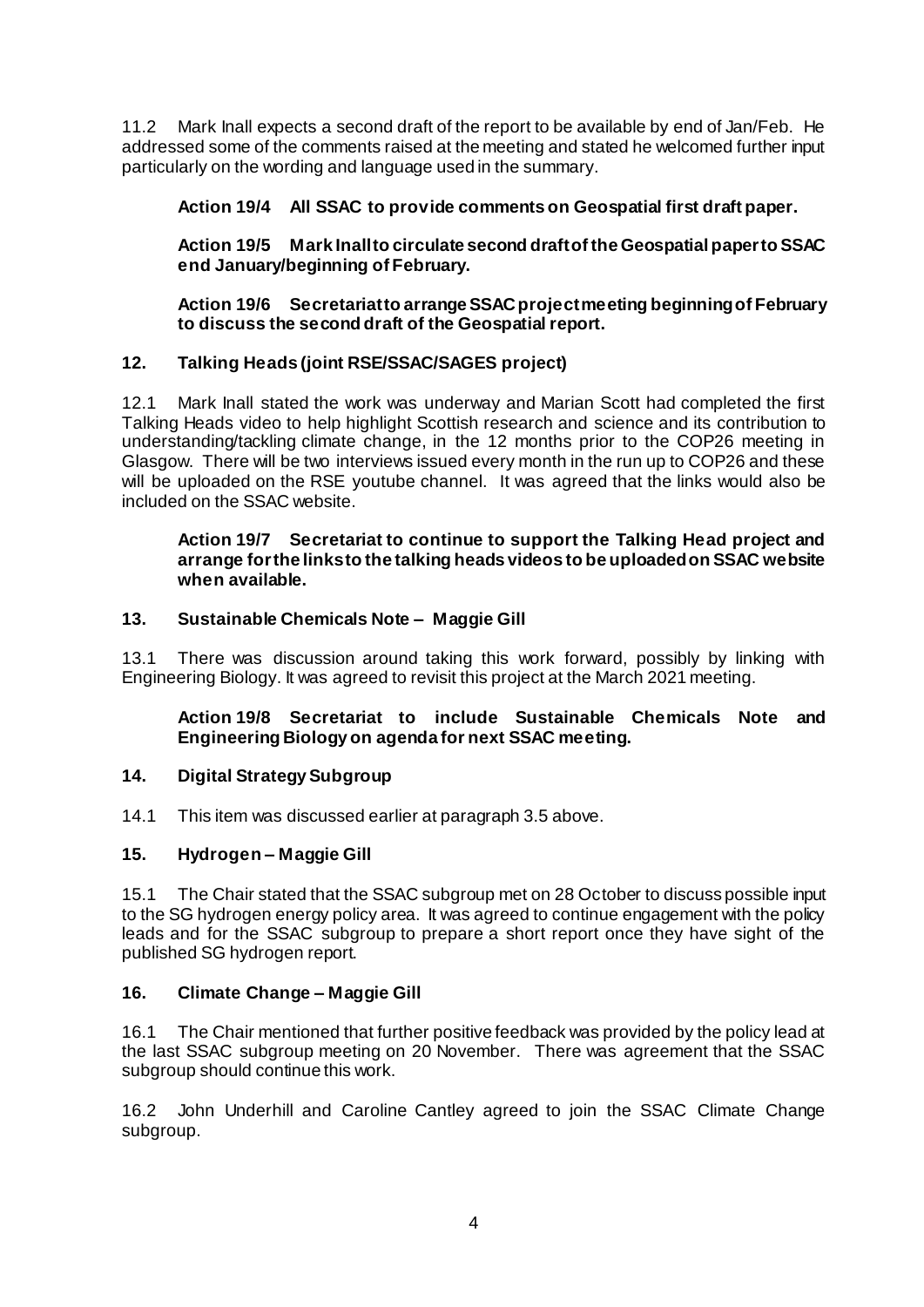11.2 Mark Inall expects a second draft of the report to be available by end of Jan/Feb. He addressed some of the comments raised at the meeting and stated he welcomed further input particularly on the wording and language used in the summary.

**Action 19/4 All SSAC to provide comments on Geospatial first draft paper.**

**Action 19/5 Mark Inall to circulate second draft of the Geospatial paper to SSAC end January/beginning of February.**

**Action 19/6 Secretariat to arrange SSAC project meeting beginning of February to discuss the second draft of the Geospatial report.**

### 12. Talking Heads (joint RSE/SSAC/SAGES project)

12.1 Mark Inall stated the work was underway and Marian Scott had completed the first Talking Heads video to help highlight Scottish research and science and its contribution to understanding/tackling climate change, in the 12 months prior to the COP26 meeting in Glasgow. There will be two interviews issued every month in the run up to COP26 and these will be uploaded on the RSE youtube channel. It was agreed that the links would also be included on the SSAC website.

**Action 19/7 Secretariat to continue to support the Talking Head project and arrange for the links to the talking heads videos to be uploaded on SSAC website when available.**

### 13. Sustainable Chemicals Note – Maggie Gill

13.1 There was discussion around taking this work forward, possibly by linking with Engineering Biology. It was agreed to revisit this project at the March 2021 meeting.

**Action 19/8 Secretariat to include Sustainable Chemicals Note and Engineering Biology on agenda for next SSAC meeting.**

### 14. Digital Strategy Subgroup

14.1 This item was discussed earlier at paragraph 3.5 above.

### 15. Hydrogen – Maggie Gill

15.1 The Chair stated that the SSAC subgroup met on 28 October to discuss possible input to the SG hydrogen energy policy area. It was agreed to continue engagement with the policy leads and for the SSAC subgroup to prepare a short report once they have sight of the published SG hydrogen report.

### 16. Climate Change – Maggie Gill

16.1 The Chair mentioned that further positive feedback was provided by the policy lead at the last SSAC subgroup meeting on 20 November. There was agreement that the SSAC subgroup should continue this work.

16.2 John Underhill and Caroline Cantley agreed to join the SSAC Climate Change subgroup.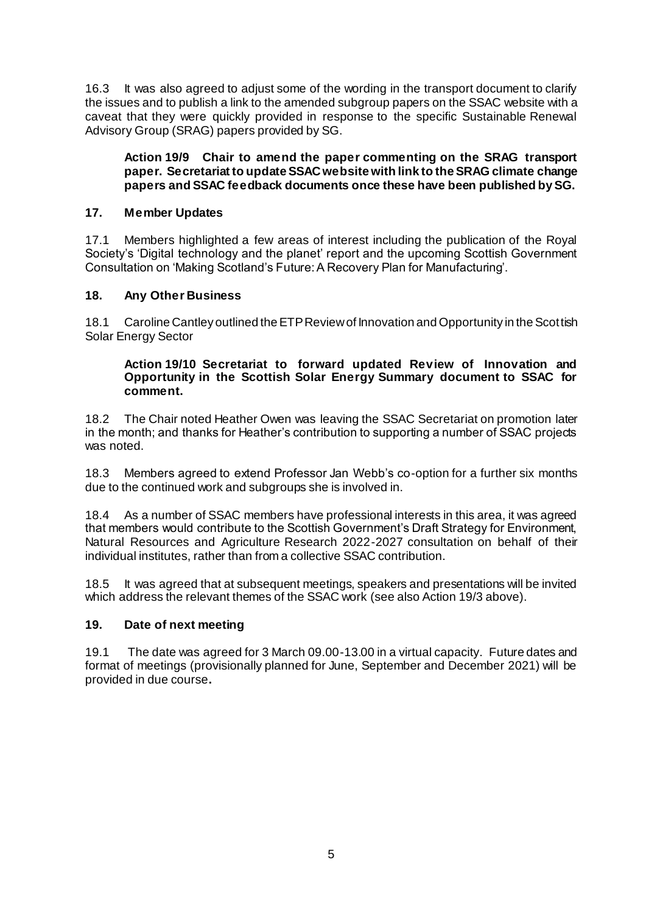16.3 It was also agreed to adjust some of the wording in the transport document to clarify the issues and to publish a link to the amended subgroup papers on the SSAC website with a caveat that they were quickly provided in response to the specific Sustainable Renewal Advisory Group (SRAG) papers provided by SG.

> **Action 19/9 Chair to amend the paper commenting on the SRAG transport paper. Secretariat to update SSAC website with link to the SRAG climate change papers and SSAC feedback documents once these have been published by SG.**

## 17. Member Updates

17.1 Members highlighted a few areas of interest including the publication of the Royal Society's 'Digital technology and the planet' report and the upcoming Scottish Government Consultation on 'Making Scotland's Future: A Recovery Plan for Manufacturing'.

## 18. Any Other Business

18.1 Caroline Cantley outlined the ETP Review of Innovation and Opportunity in the Scottish Solar Energy Sector

> **Action 19/10 Secretariat to forward updated Review of Innovation and Opportunity in the Scottish Solar Energy Summary document to SSAC for comment.**

18.2 The Chair noted Heather Owen was leaving the SSAC Secretariat on promotion later in the month; and thanks for Heather's contribution to supporting a number of SSAC projects was noted.

18.3 Members agreed to extend Professor Jan Webb's co-option for a further six months due to the continued work and subgroups she is involved in.

18.4 As a number of SSAC members have professional interests in this area, it was agreed that members would contribute to the Scottish Government's Draft Strategy for Environment, Natural Resources and Agriculture Research 2022-2027 consultation on behalf of their individual institutes, rather than from a collective SSAC contribution.

18.5 It was agreed that at subsequent meetings, speakers and presentations will be invited which address the relevant themes of the SSAC work (see also Action 19/3 above).

## 19. Date of next meeting

19.1 The date was agreed for 3 March 09.00-13.00 in a virtual capacity. Future dates and format of meetings (provisionally planned for June, September and December 2021) will be provided in due course.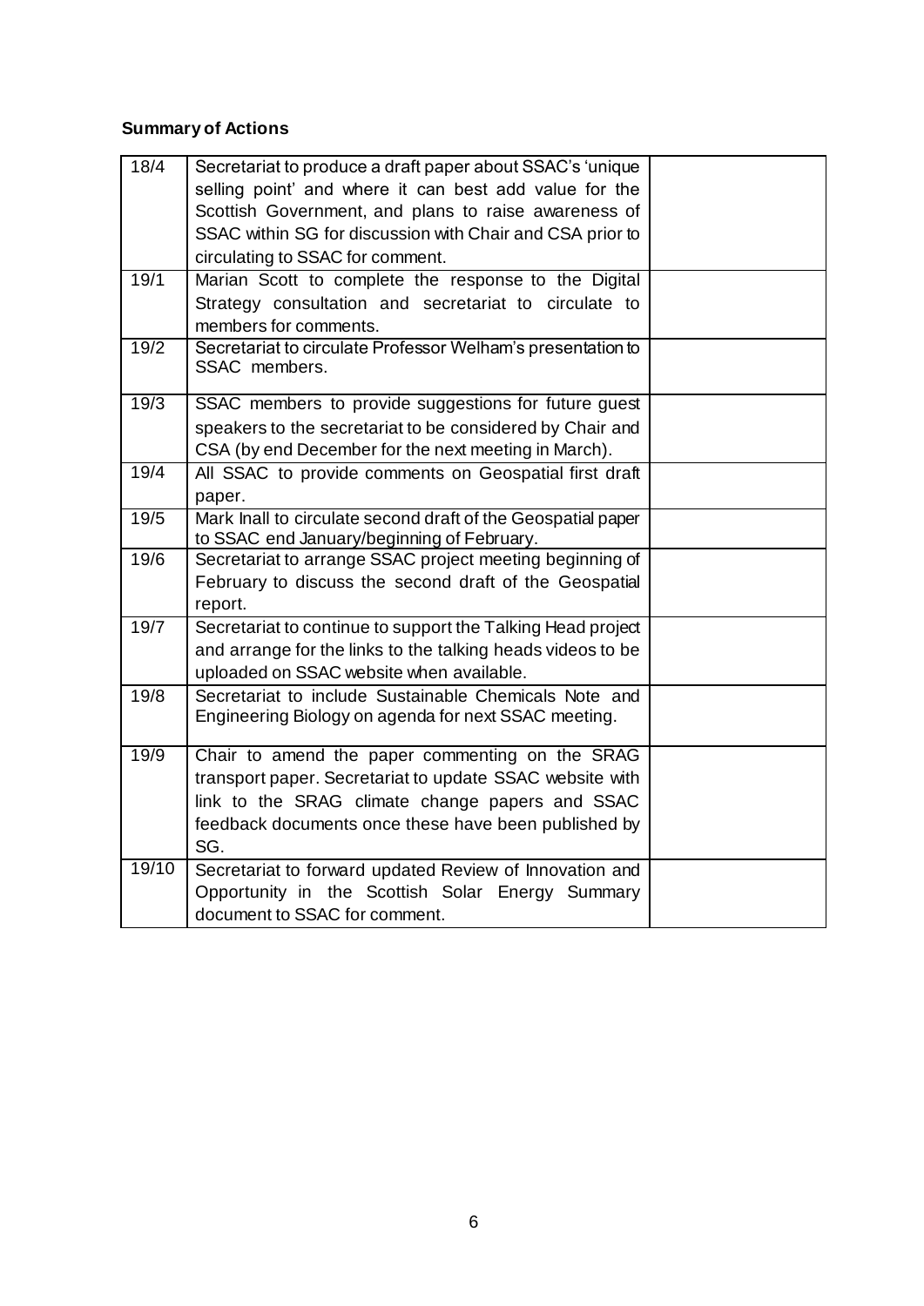**Summary of Actions**

| | | |
|---|---|---|
| 18/4 | Secretariat to produce a draft paper about SSAC's 'unique selling point' and where it can best add value for the Scottish Government, and plans to raise awareness of SSAC within SG for discussion with Chair and CSA prior to circulating to SSAC for comment. | |
| 19/1 | Marian Scott to complete the response to the Digital Strategy consultation and secretariat to circulate to members for comments. | |
| 19/2 | Secretariat to circulate Professor Welham's presentation to SSAC members. | |
| 19/3 | SSAC members to provide suggestions for future guest speakers to the secretariat to be considered by Chair and CSA (by end December for the next meeting in March). | |
| 19/4 | All SSAC to provide comments on Geospatial first draft paper. | |
| 19/5 | Mark Inall to circulate second draft of the Geospatial paper to SSAC end January/beginning of February. | |
| 19/6 | Secretariat to arrange SSAC project meeting beginning of February to discuss the second draft of the Geospatial report. | |
| 19/7 | Secretariat to continue to support the Talking Head project and arrange for the links to the talking heads videos to be uploaded on SSAC website when available. | |
| 19/8 | Secretariat to include Sustainable Chemicals Note and Engineering Biology on agenda for next SSAC meeting. | |
| 19/9 | Chair to amend the paper commenting on the SRAG transport paper. Secretariat to update SSAC website with link to the SRAG climate change papers and SSAC feedback documents once these have been published by SG. | |
| 19/10 | Secretariat to forward updated Review of Innovation and Opportunity in the Scottish Solar Energy Summary document to SSAC for comment. | |